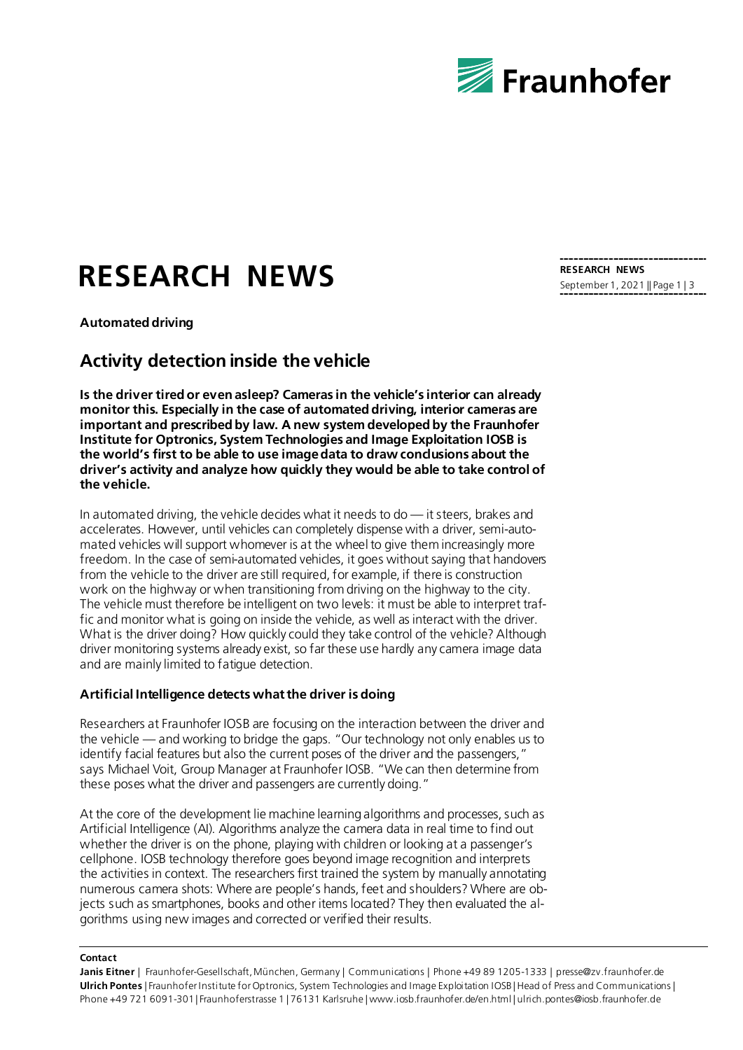# RESEARCH NEWS

**RESEARCH NEWS**
September 1, 2021 || Page 1 | 3

**Automated driving**

## Activity detection inside the vehicle

**Is the driver tired or even asleep? Cameras in the vehicle's interior can already monitor this. Especially in the case of automated driving, interior cameras are important and prescribed by law. A new system developed by the Fraunhofer Institute for Optronics, System Technologies and Image Exploitation IOSB is the world's first to be able to use image data to draw conclusions about the driver's activity and analyze how quickly they would be able to take control of the vehicle.**

In automated driving, the vehicle decides what it needs to do — it steers, brakes and accelerates. However, until vehicles can completely dispense with a driver, semi-automated vehicles will support whomever is at the wheel to give them increasingly more freedom. In the case of semi-automated vehicles, it goes without saying that handovers from the vehicle to the driver are still required, for example, if there is construction work on the highway or when transitioning from driving on the highway to the city. The vehicle must therefore be intelligent on two levels: it must be able to interpret traffic and monitor what is going on inside the vehicle, as well as interact with the driver. What is the driver doing? How quickly could they take control of the vehicle? Although driver monitoring systems already exist, so far these use hardly any camera image data and are mainly limited to fatigue detection.

### Artificial Intelligence detects what the driver is doing

Researchers at Fraunhofer IOSB are focusing on the interaction between the driver and the vehicle — and working to bridge the gaps. "Our technology not only enables us to identify facial features but also the current poses of the driver and the passengers," says Michael Voit, Group Manager at Fraunhofer IOSB. "We can then determine from these poses what the driver and passengers are currently doing."

At the core of the development lie machine learning algorithms and processes, such as Artificial Intelligence (AI). Algorithms analyze the camera data in real time to find out whether the driver is on the phone, playing with children or looking at a passenger's cellphone. IOSB technology therefore goes beyond image recognition and interprets the activities in context. The researchers first trained the system by manually annotating numerous camera shots: Where are people's hands, feet and shoulders? Where are objects such as smartphones, books and other items located? They then evaluated the algorithms using new images and corrected or verified their results.

**Contact**

**Janis Eitner** | Fraunhofer-Gesellschaft, München, Germany | Communications | Phone +49 89 1205-1333 | presse@zv.fraunhofer.de
**Ulrich Pontes** | Fraunhofer Institute for Optronics, System Technologies and Image Exploitation IOSB | Head of Press and Communications | Phone +49 721 6091-301 | Fraunhoferstrasse 1 | 76131 Karlsruhe | www.iosb.fraunhofer.de/en.html | ulrich.pontes@iosb.fraunhofer.de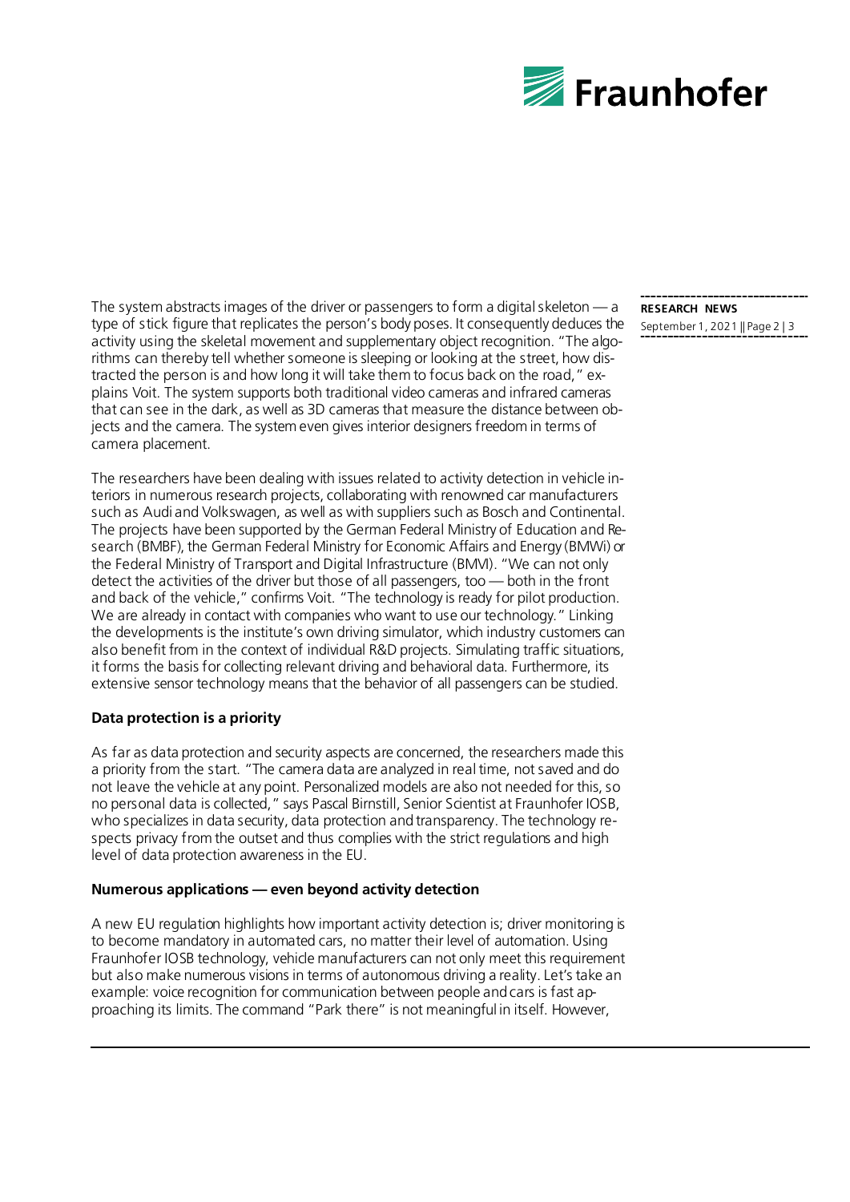The system abstracts images of the driver or passengers to form a digital skeleton — a type of stick figure that replicates the person's body poses. It consequently deduces the activity using the skeletal movement and supplementary object recognition. "The algorithms can thereby tell whether someone is sleeping or looking at the street, how distracted the person is and how long it will take them to focus back on the road," explains Voit. The system supports both traditional video cameras and infrared cameras that can see in the dark, as well as 3D cameras that measure the distance between objects and the camera. The system even gives interior designers freedom in terms of camera placement.

The researchers have been dealing with issues related to activity detection in vehicle interiors in numerous research projects, collaborating with renowned car manufacturers such as Audi and Volkswagen, as well as with suppliers such as Bosch and Continental. The projects have been supported by the German Federal Ministry of Education and Research (BMBF), the German Federal Ministry for Economic Affairs and Energy (BMWi) or the Federal Ministry of Transport and Digital Infrastructure (BMVI). "We can not only detect the activities of the driver but those of all passengers, too — both in the front and back of the vehicle," confirms Voit. "The technology is ready for pilot production. We are already in contact with companies who want to use our technology." Linking the developments is the institute's own driving simulator, which industry customers can also benefit from in the context of individual R&D projects. Simulating traffic situations, it forms the basis for collecting relevant driving and behavioral data. Furthermore, its extensive sensor technology means that the behavior of all passengers can be studied.

**Data protection is a priority**

As far as data protection and security aspects are concerned, the researchers made this a priority from the start. "The camera data are analyzed in real time, not saved and do not leave the vehicle at any point. Personalized models are also not needed for this, so no personal data is collected," says Pascal Birnstill, Senior Scientist at Fraunhofer IOSB, who specializes in data security, data protection and transparency. The technology respects privacy from the outset and thus complies with the strict regulations and high level of data protection awareness in the EU.

**Numerous applications — even beyond activity detection**

A new EU regulation highlights how important activity detection is; driver monitoring is to become mandatory in automated cars, no matter their level of automation. Using Fraunhofer IOSB technology, vehicle manufacturers can not only meet this requirement but also make numerous visions in terms of autonomous driving a reality. Let's take an example: voice recognition for communication between people and cars is fast approaching its limits. The command "Park there" is not meaningful in itself. However,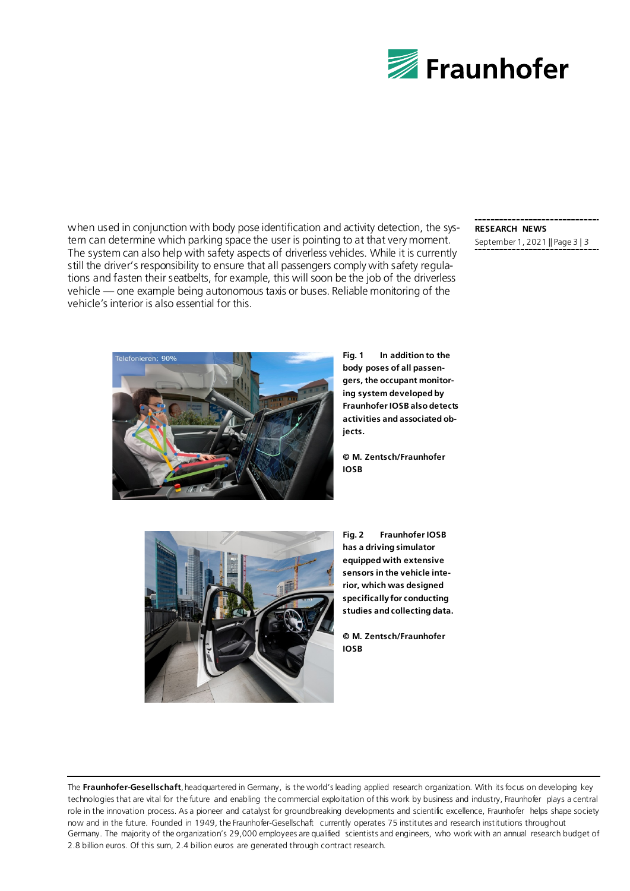when used in conjunction with body pose identification and activity detection, the system can determine which parking space the user is pointing to at that very moment. The system can also help with safety aspects of driverless vehicles. While it is currently still the driver's responsibility to ensure that all passengers comply with safety regulations and fasten their seatbelts, for example, this will soon be the job of the driverless vehicle — one example being autonomous taxis or buses. Reliable monitoring of the vehicle's interior is also essential for this.

**Fig. 1** **In addition to the body poses of all passengers, the occupant monitoring system developed by Fraunhofer IOSB also detects activities and associated objects.**

**© M. Zentsch/Fraunhofer IOSB**

**Fig. 2** **Fraunhofer IOSB has a driving simulator equipped with extensive sensors in the vehicle interior, which was designed specifically for conducting studies and collecting data.**

**© M. Zentsch/Fraunhofer IOSB**

---

The **Fraunhofer-Gesellschaft**, headquartered in Germany, is the world's leading applied research organization. With its focus on developing key technologies that are vital for the future and enabling the commercial exploitation of this work by business and industry, Fraunhofer plays a central role in the innovation process. As a pioneer and catalyst for groundbreaking developments and scientific excellence, Fraunhofer helps shape society now and in the future. Founded in 1949, the Fraunhofer-Gesellschaft currently operates 75 institutes and research institutions throughout Germany. The majority of the organization's 29,000 employees are qualified scientists and engineers, who work with an annual research budget of 2.8 billion euros. Of this sum, 2.4 billion euros are generated through contract research.